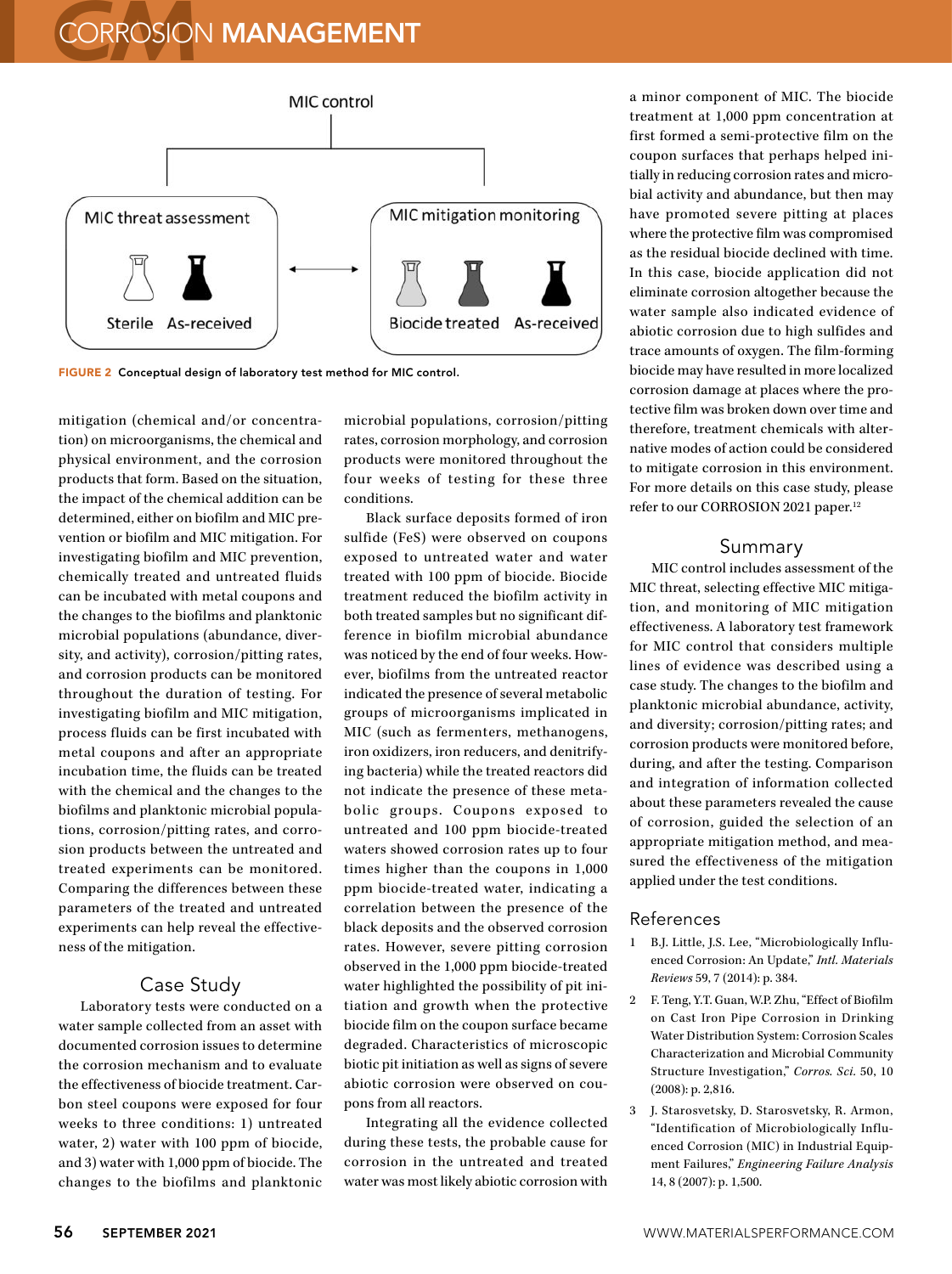FIGURE 2 Conceptual design of laboratory test method for MIC control.

mitigation (chemical and/or concentration) on microorganisms, the chemical and physical environment, and the corrosion products that form. Based on the situation, the impact of the chemical addition can be determined, either on biofilm and MIC prevention or biofilm and MIC mitigation. For investigating biofilm and MIC prevention, chemically treated and untreated fluids can be incubated with metal coupons and the changes to the biofilms and planktonic microbial populations (abundance, diversity, and activity), corrosion/pitting rates, and corrosion products can be monitored throughout the duration of testing. For investigating biofilm and MIC mitigation, process fluids can be first incubated with metal coupons and after an appropriate incubation time, the fluids can be treated with the chemical and the changes to the biofilms and planktonic microbial populations, corrosion/pitting rates, and corrosion products between the untreated and treated experiments can be monitored. Comparing the differences between these parameters of the treated and untreated experiments can help reveal the effectiveness of the mitigation.

## Case Study

Laboratory tests were conducted on a water sample collected from an asset with documented corrosion issues to determine the corrosion mechanism and to evaluate the effectiveness of biocide treatment. Carbon steel coupons were exposed for four weeks to three conditions: 1) untreated water, 2) water with 100 ppm of biocide, and 3) water with 1,000 ppm of biocide. The changes to the biofilms and planktonic microbial populations, corrosion/pitting rates, corrosion morphology, and corrosion products were monitored throughout the four weeks of testing for these three conditions.

Black surface deposits formed of iron sulfide (FeS) were observed on coupons exposed to untreated water and water treated with 100 ppm of biocide. Biocide treatment reduced the biofilm activity in both treated samples but no significant difference in biofilm microbial abundance was noticed by the end of four weeks. However, biofilms from the untreated reactor indicated the presence of several metabolic groups of microorganisms implicated in MIC (such as fermenters, methanogens, iron oxidizers, iron reducers, and denitrifying bacteria) while the treated reactors did not indicate the presence of these metabolic groups. Coupons exposed to untreated and 100 ppm biocide-treated waters showed corrosion rates up to four times higher than the coupons in 1,000 ppm biocide-treated water, indicating a correlation between the presence of the black deposits and the observed corrosion rates. However, severe pitting corrosion observed in the 1,000 ppm biocide-treated water highlighted the possibility of pit initiation and growth when the protective biocide film on the coupon surface became degraded. Characteristics of microscopic biotic pit initiation as well as signs of severe abiotic corrosion were observed on coupons from all reactors.

Integrating all the evidence collected during these tests, the probable cause for corrosion in the untreated and treated water was most likely abiotic corrosion with a minor component of MIC. The biocide treatment at 1,000 ppm concentration at first formed a semi-protective film on the coupon surfaces that perhaps helped initially in reducing corrosion rates and microbial activity and abundance, but then may have promoted severe pitting at places where the protective film was compromised as the residual biocide declined with time. In this case, biocide application did not eliminate corrosion altogether because the water sample also indicated evidence of abiotic corrosion due to high sulfides and trace amounts of oxygen. The film-forming biocide may have resulted in more localized corrosion damage at places where the protective film was broken down over time and therefore, treatment chemicals with alternative modes of action could be considered to mitigate corrosion in this environment. For more details on this case study, please refer to our CORROSION 2021 paper.[12]

## Summary

MIC control includes assessment of the MIC threat, selecting effective MIC mitigation, and monitoring of MIC mitigation effectiveness. A laboratory test framework for MIC control that considers multiple lines of evidence was described using a case study. The changes to the biofilm and planktonic microbial abundance, activity, and diversity; corrosion/pitting rates; and corrosion products were monitored before, during, and after the testing. Comparison and integration of information collected about these parameters revealed the cause of corrosion, guided the selection of an appropriate mitigation method, and measured the effectiveness of the mitigation applied under the test conditions.

## References

1. B.J. Little, J.S. Lee, "Microbiologically Influenced Corrosion: An Update," *Intl. Materials Reviews* 59, 7 (2014): p. 384.
2. F. Teng, Y.T. Guan, W.P. Zhu, "Effect of Biofilm on Cast Iron Pipe Corrosion in Drinking Water Distribution System: Corrosion Scales Characterization and Microbial Community Structure Investigation," *Corros. Sci.* 50, 10 (2008): p. 2,816.
3. J. Starosvetsky, D. Starosvetsky, R. Armon, "Identification of Microbiologically Influenced Corrosion (MIC) in Industrial Equipment Failures," *Engineering Failure Analysis* 14, 8 (2007): p. 1,500.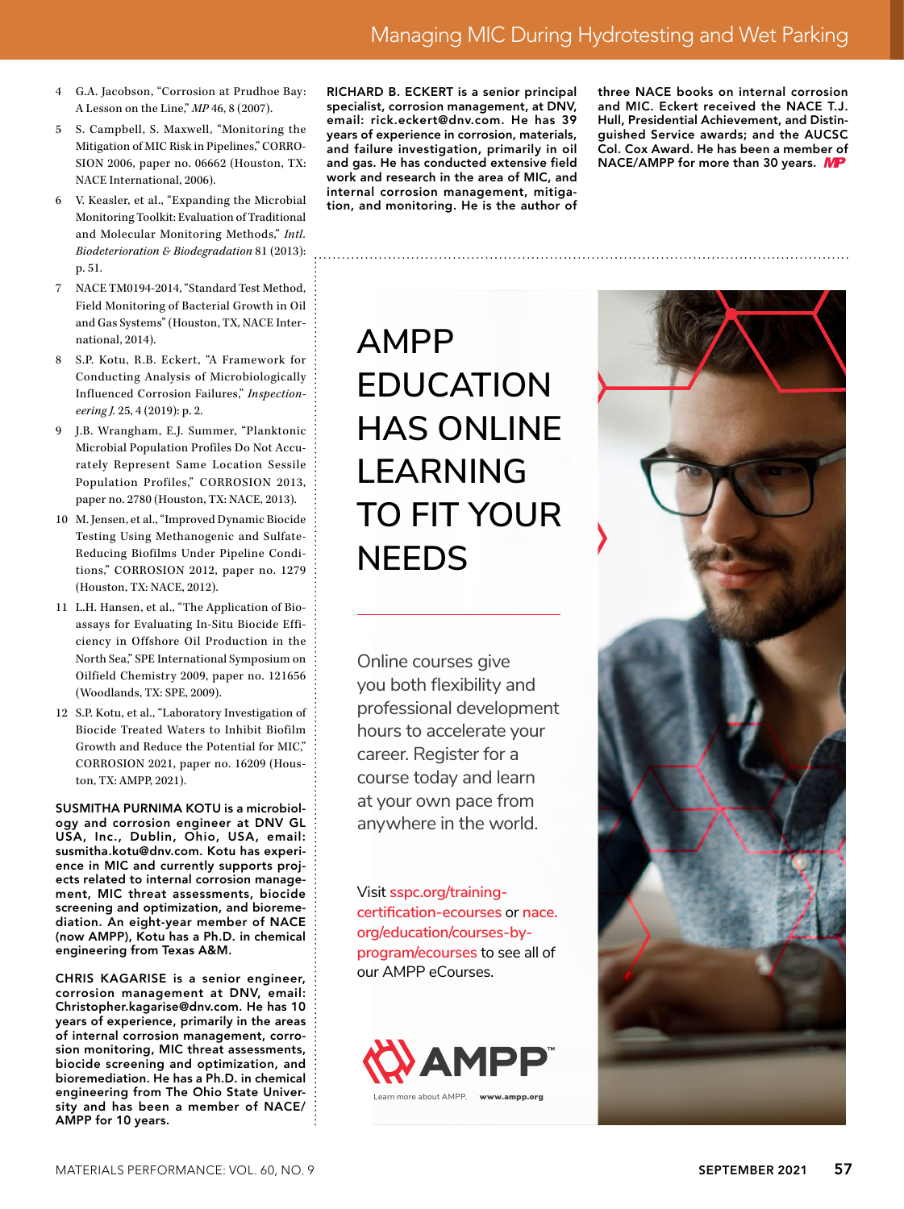4. G.A. Jacobson, "Corrosion at Prudhoe Bay: A Lesson on the Line," *MP* 46, 8 (2007).
5. S. Campbell, S. Maxwell, "Monitoring the Mitigation of MIC Risk in Pipelines," CORROSION 2006, paper no. 06662 (Houston, TX: NACE International, 2006).
6. V. Keasler, et al., "Expanding the Microbial Monitoring Toolkit: Evaluation of Traditional and Molecular Monitoring Methods," *Intl. Biodeterioration & Biodegradation* 81 (2013): p. 51.
7. NACE TM0194-2014, "Standard Test Method, Field Monitoring of Bacterial Growth in Oil and Gas Systems" (Houston, TX, NACE International, 2014).
8. S.P. Kotu, R.B. Eckert, "A Framework for Conducting Analysis of Microbiologically Influenced Corrosion Failures," *Inspectioneering J.* 25, 4 (2019): p. 2.
9. J.B. Wrangham, E.J. Summer, "Planktonic Microbial Population Profiles Do Not Accurately Represent Same Location Sessile Population Profiles," CORROSION 2013, paper no. 2780 (Houston, TX: NACE, 2013).
10. M. Jensen, et al., "Improved Dynamic Biocide Testing Using Methanogenic and Sulfate-Reducing Biofilms Under Pipeline Conditions," CORROSION 2012, paper no. 1279 (Houston, TX: NACE, 2012).
11. L.H. Hansen, et al., "The Application of Bioassays for Evaluating In-Situ Biocide Efficiency in Offshore Oil Production in the North Sea," SPE International Symposium on Oilfield Chemistry 2009, paper no. 121656 (Woodlands, TX: SPE, 2009).
12. S.P. Kotu, et al., "Laboratory Investigation of Biocide Treated Waters to Inhibit Biofilm Growth and Reduce the Potential for MIC," CORROSION 2021, paper no. 16209 (Houston, TX: AMPP, 2021).

**SUSMITHA PURNIMA KOTU is a microbiology and corrosion engineer at DNV GL USA, Inc., Dublin, Ohio, USA, email: susmitha.kotu@dnv.com. Kotu has experience in MIC and currently supports projects related to internal corrosion management, MIC threat assessments, biocide screening and optimization, and bioremediation. An eight-year member of NACE (now AMPP), Kotu has a Ph.D. in chemical engineering from Texas A&M.**

**CHRIS KAGARISE is a senior engineer, corrosion management at DNV, email: Christopher.kagarise@dnv.com. He has 10 years of experience, primarily in the areas of internal corrosion management, corrosion monitoring, MIC threat assessments, biocide screening and optimization, and bioremediation. He has a Ph.D. in chemical engineering from The Ohio State University and has been a member of NACE/AMPP for 10 years.**

**RICHARD B. ECKERT is a senior principal specialist, corrosion management, at DNV, email: rick.eckert@dnv.com. He has 39 years of experience in corrosion, materials, and failure investigation, primarily in oil and gas. He has conducted extensive field work and research in the area of MIC, and internal corrosion management, mitigation, and monitoring. He is the author of three NACE books on internal corrosion and MIC. Eckert received the NACE T.J. Hull, Presidential Achievement, and Distinguished Service awards; and the AUCSC Col. Cox Award. He has been a member of NACE/AMPP for more than 30 years.** *MP*

# AMPP EDUCATION HAS ONLINE LEARNING TO FIT YOUR NEEDS

Online courses give you both flexibility and professional development hours to accelerate your career. Register for a course today and learn at your own pace from anywhere in the world.

Visit sspc.org/training-certification-ecourses or nace.org/education/courses-by-program/ecourses to see all of our AMPP eCourses.

AMPP™

Learn more about AMPP. www.ampp.org